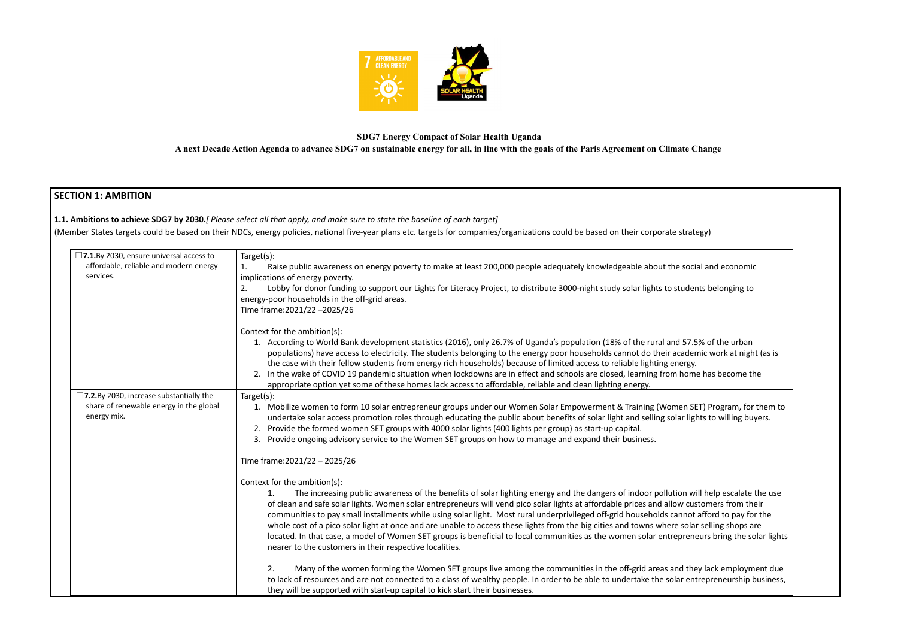**SDG7 Energy Compact of Solar Health Uganda**

**A next Decade Action Agenda to advance SDG7 on sustainable energy for all, in line with the goals of the Paris Agreement on Climate Change**

## SECTION 1: AMBITION

**1.1. Ambitions to achieve SDG7 by 2030.** *[ Please select all that apply, and make sure to state the baseline of each target]*

(Member States targets could be based on their NDCs, energy policies, national five-year plans etc. targets for companies/organizations could be based on their corporate strategy)

| | |
|---|---|
| ☐**7.1.** By 2030, ensure universal access to affordable, reliable and modern energy services. | Target(s):<br>1. Raise public awareness on energy poverty to make at least 200,000 people adequately knowledgeable about the social and economic implications of energy poverty.<br>2. Lobby for donor funding to support our Lights for Literacy Project, to distribute 3000-night study solar lights to students belonging to energy-poor households in the off-grid areas.<br>Time frame:2021/22 –2025/26<br><br>Context for the ambition(s):<br>1. According to World Bank development statistics (2016), only 26.7% of Uganda's population (18% of the rural and 57.5% of the urban populations) have access to electricity. The students belonging to the energy poor households cannot do their academic work at night (as is the case with their fellow students from energy rich households) because of limited access to reliable lighting energy.<br>2. In the wake of COVID 19 pandemic situation when lockdowns are in effect and schools are closed, learning from home has become the appropriate option yet some of these homes lack access to affordable, reliable and clean lighting energy. |
| ☐**7.2.** By 2030, increase substantially the share of renewable energy in the global energy mix. | Target(s):<br>1. Mobilize women to form 10 solar entrepreneur groups under our Women Solar Empowerment & Training (Women SET) Program, for them to undertake solar access promotion roles through educating the public about benefits of solar light and selling solar lights to willing buyers.<br>2. Provide the formed women SET groups with 4000 solar lights (400 lights per group) as start-up capital.<br>3. Provide ongoing advisory service to the Women SET groups on how to manage and expand their business.<br><br>Time frame:2021/22 – 2025/26<br><br>Context for the ambition(s):<br>1. The increasing public awareness of the benefits of solar lighting energy and the dangers of indoor pollution will help escalate the use of clean and safe solar lights. Women solar entrepreneurs will vend pico solar lights at affordable prices and allow customers from their communities to pay small installments while using solar light. Most rural underprivileged off-grid households cannot afford to pay for the whole cost of a pico solar light at once and are unable to access these lights from the big cities and towns where solar selling shops are located. In that case, a model of Women SET groups is beneficial to local communities as the women solar entrepreneurs bring the solar lights nearer to the customers in their respective localities.<br><br>2. Many of the women forming the Women SET groups live among the communities in the off-grid areas and they lack employment due to lack of resources and are not connected to a class of wealthy people. In order to be able to undertake the solar entrepreneurship business, they will be supported with start-up capital to kick start their businesses. |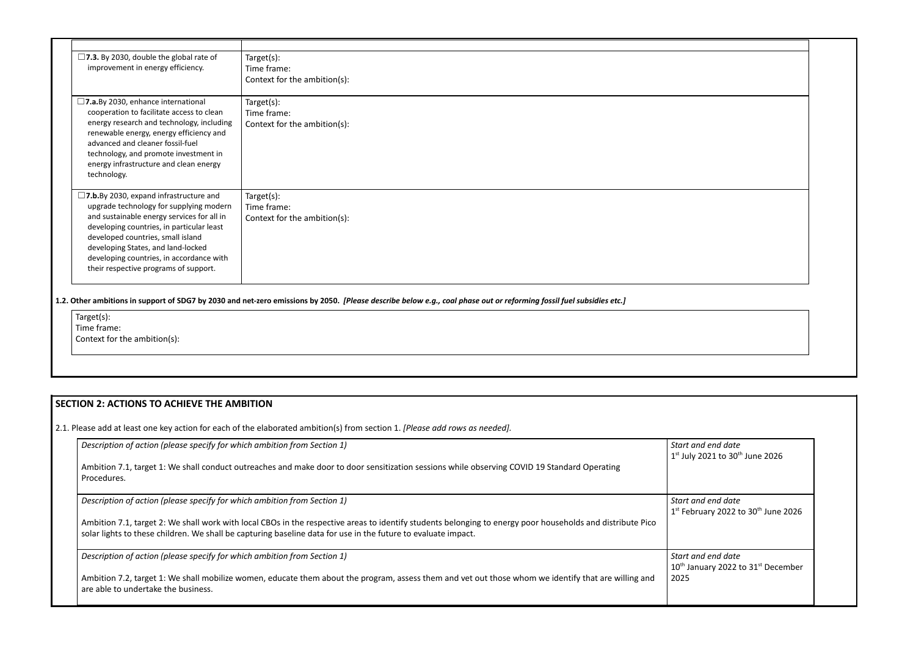| | |
|---|---|
| ☐**7.3.** By 2030, double the global rate of improvement in energy efficiency. | Target(s):<br>Time frame:<br>Context for the ambition(s): |
| ☐**7.a.**By 2030, enhance international cooperation to facilitate access to clean energy research and technology, including renewable energy, energy efficiency and advanced and cleaner fossil-fuel technology, and promote investment in energy infrastructure and clean energy technology. | Target(s):<br>Time frame:<br>Context for the ambition(s): |
| ☐**7.b.**By 2030, expand infrastructure and upgrade technology for supplying modern and sustainable energy services for all in developing countries, in particular least developed countries, small island developing States, and land-locked developing countries, in accordance with their respective programs of support. | Target(s):<br>Time frame:<br>Context for the ambition(s): |

**1.2. Other ambitions in support of SDG7 by 2030 and net-zero emissions by 2050.** ***[Please describe below e.g., coal phase out or reforming fossil fuel subsidies etc.]***

| |
|---|
| Target(s):<br>Time frame:<br>Context for the ambition(s): |

## SECTION 2: ACTIONS TO ACHIEVE THE AMBITION

2.1. Please add at least one key action for each of the elaborated ambition(s) from section 1. *[Please add rows as needed].*

| | |
|---|---|
| *Description of action (please specify for which ambition from Section 1)*<br><br>Ambition 7.1, target 1: We shall conduct outreaches and make door to door sensitization sessions while observing COVID 19 Standard Operating Procedures. | *Start and end date*<br>1st July 2021 to 30th June 2026 |
| *Description of action (please specify for which ambition from Section 1)*<br><br>Ambition 7.1, target 2: We shall work with local CBOs in the respective areas to identify students belonging to energy poor households and distribute Pico solar lights to these children. We shall be capturing baseline data for use in the future to evaluate impact. | *Start and end date*<br>1st February 2022 to 30th June 2026 |
| *Description of action (please specify for which ambition from Section 1)*<br><br>Ambition 7.2, target 1: We shall mobilize women, educate them about the program, assess them and vet out those whom we identify that are willing and are able to undertake the business. | *Start and end date*<br>10th January 2022 to 31st December 2025 |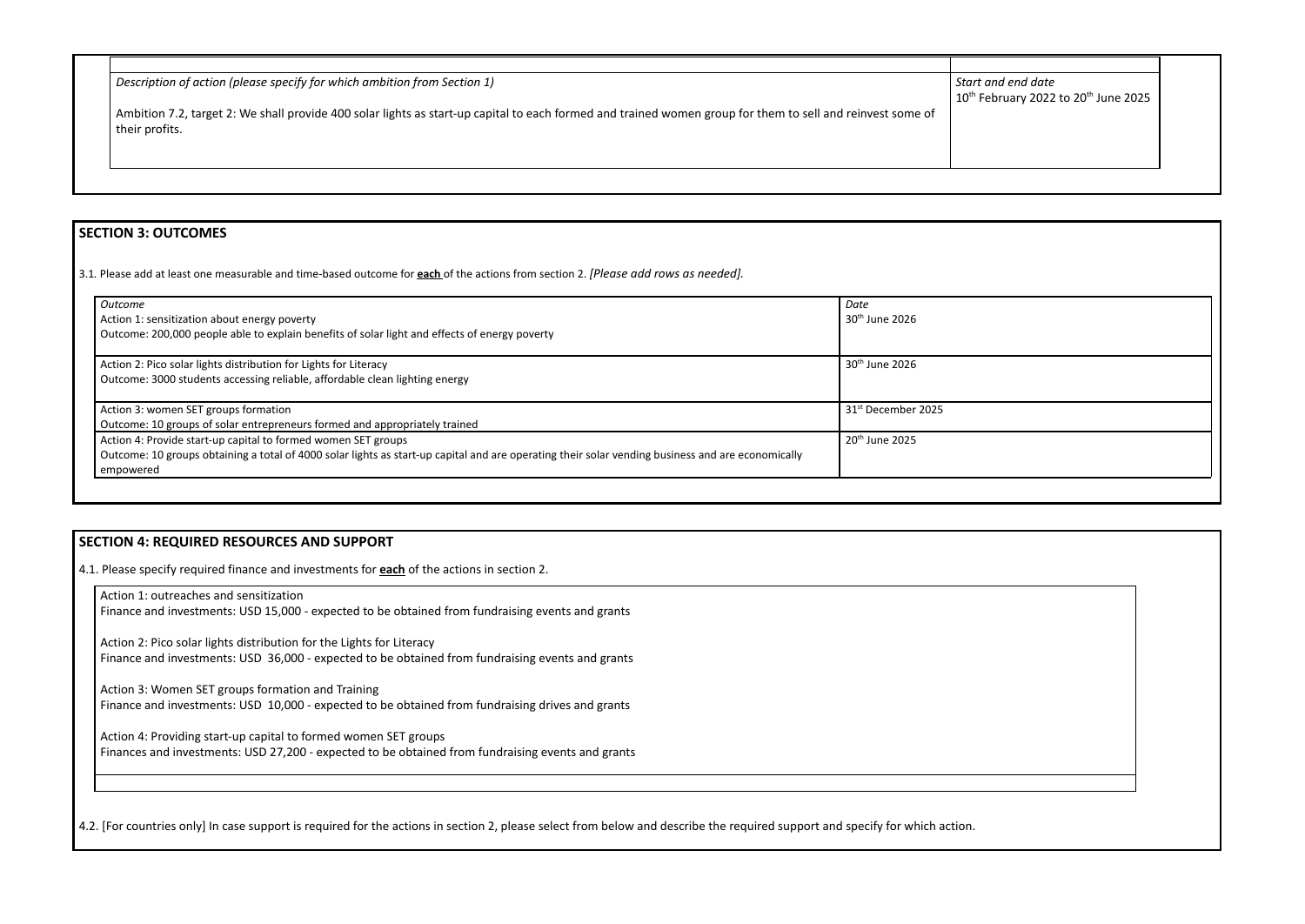| Description of action (please specify for which ambition from Section 1) | Start and end date |
|---|---|
| Ambition 7.2, target 2: We shall provide 400 solar lights as start-up capital to each formed and trained women group for them to sell and reinvest some of their profits. | 10th February 2022 to 20th June 2025 |

## SECTION 3: OUTCOMES

3.1. Please add at least one measurable and time-based outcome for **each** of the actions from section 2. *[Please add rows as needed].*

| *Outcome* | *Date* |
|---|---|
| Action 1: sensitization about energy poverty<br>Outcome: 200,000 people able to explain benefits of solar light and effects of energy poverty | 30th June 2026 |
| Action 2: Pico solar lights distribution for Lights for Literacy<br>Outcome: 3000 students accessing reliable, affordable clean lighting energy | 30th June 2026 |
| Action 3: women SET groups formation<br>Outcome: 10 groups of solar entrepreneurs formed and appropriately trained | 31st December 2025 |
| Action 4: Provide start-up capital to formed women SET groups<br>Outcome: 10 groups obtaining a total of 4000 solar lights as start-up capital and are operating their solar vending business and are economically empowered | 20th June 2025 |

## SECTION 4: REQUIRED RESOURCES AND SUPPORT

4.1. Please specify required finance and investments for **each** of the actions in section 2.

Action 1: outreaches and sensitization
Finance and investments: USD 15,000 - expected to be obtained from fundraising events and grants

Action 2: Pico solar lights distribution for the Lights for Literacy
Finance and investments: USD 36,000 - expected to be obtained from fundraising events and grants

Action 3: Women SET groups formation and Training
Finance and investments: USD 10,000 - expected to be obtained from fundraising drives and grants

Action 4: Providing start-up capital to formed women SET groups
Finances and investments: USD 27,200 - expected to be obtained from fundraising events and grants

4.2. [For countries only] In case support is required for the actions in section 2, please select from below and describe the required support and specify for which action.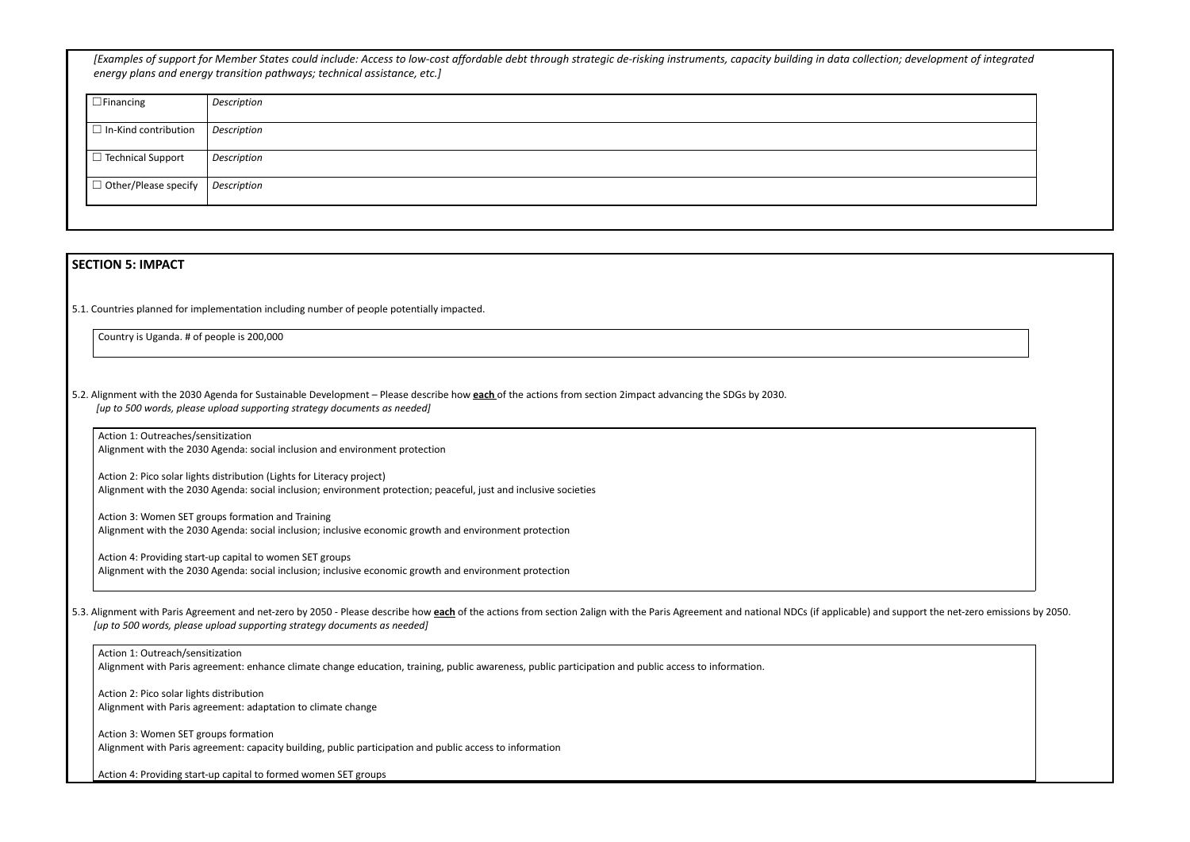*[Examples of support for Member States could include: Access to low-cost affordable debt through strategic de-risking instruments, capacity building in data collection; development of integrated energy plans and energy transition pathways; technical assistance, etc.]*

| | |
|---|---|
| ☐Financing | *Description* |
| ☐ In-Kind contribution | *Description* |
| ☐ Technical Support | *Description* |
| ☐ Other/Please specify | *Description* |

## SECTION 5: IMPACT

5.1. Countries planned for implementation including number of people potentially impacted.

Country is Uganda. # of people is 200,000

5.2. Alignment with the 2030 Agenda for Sustainable Development – Please describe how **each** of the actions from section 2impact advancing the SDGs by 2030.
*[up to 500 words, please upload supporting strategy documents as needed]*

Action 1: Outreaches/sensitization
Alignment with the 2030 Agenda: social inclusion and environment protection

Action 2: Pico solar lights distribution (Lights for Literacy project)
Alignment with the 2030 Agenda: social inclusion; environment protection; peaceful, just and inclusive societies

Action 3: Women SET groups formation and Training
Alignment with the 2030 Agenda: social inclusion; inclusive economic growth and environment protection

Action 4: Providing start-up capital to women SET groups
Alignment with the 2030 Agenda: social inclusion; inclusive economic growth and environment protection

5.3. Alignment with Paris Agreement and net-zero by 2050 - Please describe how **each** of the actions from section 2align with the Paris Agreement and national NDCs (if applicable) and support the net-zero emissions by 2050.
*[up to 500 words, please upload supporting strategy documents as needed]*

Action 1: Outreach/sensitization
Alignment with Paris agreement: enhance climate change education, training, public awareness, public participation and public access to information.

Action 2: Pico solar lights distribution
Alignment with Paris agreement: adaptation to climate change

Action 3: Women SET groups formation
Alignment with Paris agreement: capacity building, public participation and public access to information

Action 4: Providing start-up capital to formed women SET groups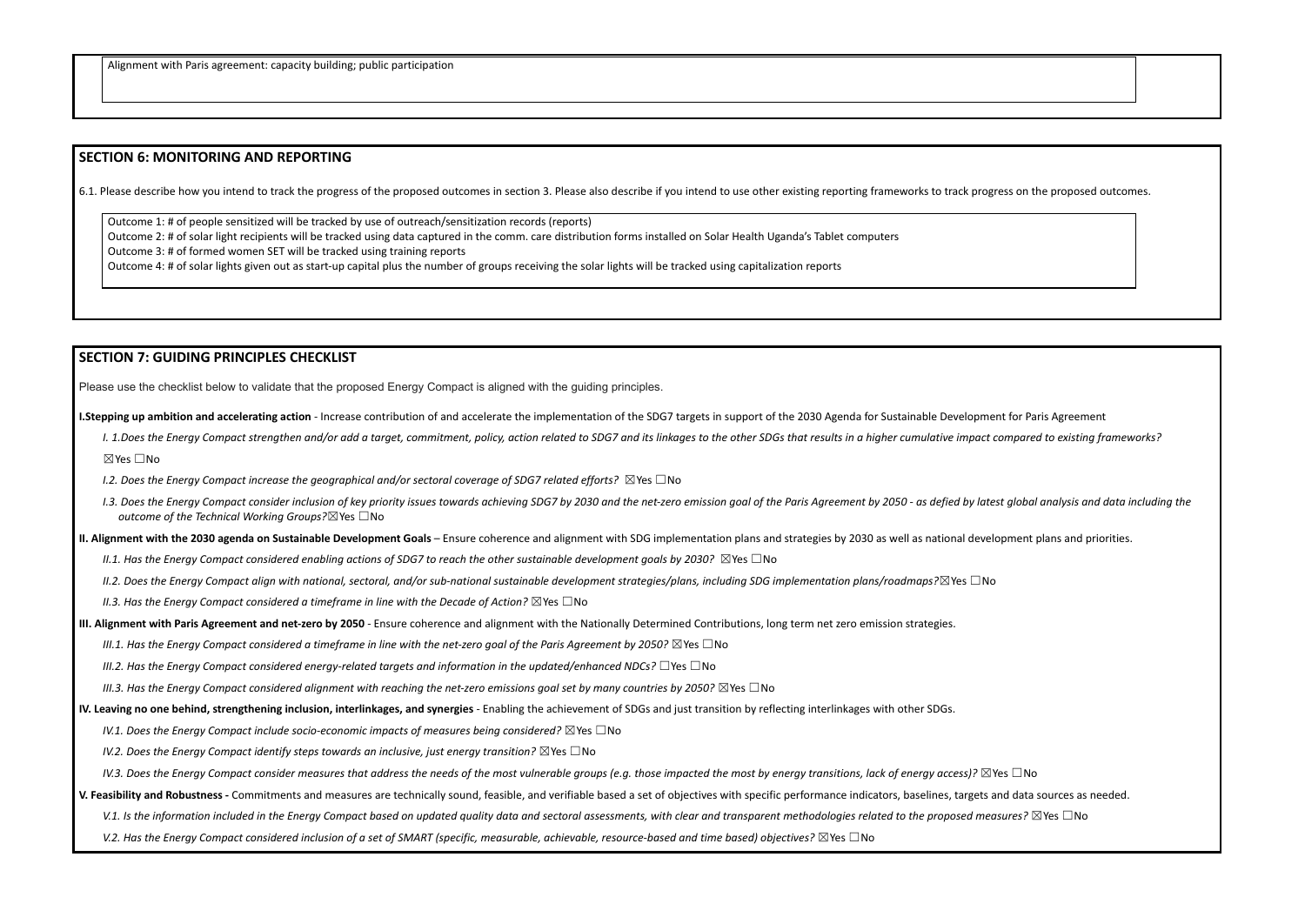Alignment with Paris agreement: capacity building; public participation

## SECTION 6: MONITORING AND REPORTING

6.1. Please describe how you intend to track the progress of the proposed outcomes in section 3. Please also describe if you intend to use other existing reporting frameworks to track progress on the proposed outcomes.

Outcome 1: # of people sensitized will be tracked by use of outreach/sensitization records (reports)
Outcome 2: # of solar light recipients will be tracked using data captured in the comm. care distribution forms installed on Solar Health Uganda's Tablet computers
Outcome 3: # of formed women SET will be tracked using training reports
Outcome 4: # of solar lights given out as start-up capital plus the number of groups receiving the solar lights will be tracked using capitalization reports

## SECTION 7: GUIDING PRINCIPLES CHECKLIST

Please use the checklist below to validate that the proposed Energy Compact is aligned with the guiding principles.

**I.Stepping up ambition and accelerating action** - Increase contribution of and accelerate the implementation of the SDG7 targets in support of the 2030 Agenda for Sustainable Development for Paris Agreement

*I. 1.Does the Energy Compact strengthen and/or add a target, commitment, policy, action related to SDG7 and its linkages to the other SDGs that results in a higher cumulative impact compared to existing frameworks?*
☒Yes ☐No

*I.2. Does the Energy Compact increase the geographical and/or sectoral coverage of SDG7 related efforts?* ☒Yes ☐No

*I.3. Does the Energy Compact consider inclusion of key priority issues towards achieving SDG7 by 2030 and the net-zero emission goal of the Paris Agreement by 2050 - as defied by latest global analysis and data including the outcome of the Technical Working Groups?*☒Yes ☐No

**II. Alignment with the 2030 agenda on Sustainable Development Goals** – Ensure coherence and alignment with SDG implementation plans and strategies by 2030 as well as national development plans and priorities.

*II.1. Has the Energy Compact considered enabling actions of SDG7 to reach the other sustainable development goals by 2030?* ☒Yes ☐No

*II.2. Does the Energy Compact align with national, sectoral, and/or sub-national sustainable development strategies/plans, including SDG implementation plans/roadmaps?*☒Yes ☐No

*II.3. Has the Energy Compact considered a timeframe in line with the Decade of Action?* ☒Yes ☐No

**III. Alignment with Paris Agreement and net-zero by 2050** - Ensure coherence and alignment with the Nationally Determined Contributions, long term net zero emission strategies.

*III.1. Has the Energy Compact considered a timeframe in line with the net-zero goal of the Paris Agreement by 2050?* ☒Yes ☐No

*III.2. Has the Energy Compact considered energy-related targets and information in the updated/enhanced NDCs?* ☐Yes ☐No

*III.3. Has the Energy Compact considered alignment with reaching the net-zero emissions goal set by many countries by 2050?* ☒Yes ☐No

**IV. Leaving no one behind, strengthening inclusion, interlinkages, and synergies** - Enabling the achievement of SDGs and just transition by reflecting interlinkages with other SDGs.

*IV.1. Does the Energy Compact include socio-economic impacts of measures being considered?* ☒Yes ☐No

*IV.2. Does the Energy Compact identify steps towards an inclusive, just energy transition?* ☒Yes ☐No

*IV.3. Does the Energy Compact consider measures that address the needs of the most vulnerable groups (e.g. those impacted the most by energy transitions, lack of energy access)?* ☒Yes ☐No

**V. Feasibility and Robustness -** Commitments and measures are technically sound, feasible, and verifiable based a set of objectives with specific performance indicators, baselines, targets and data sources as needed.

*V.1. Is the information included in the Energy Compact based on updated quality data and sectoral assessments, with clear and transparent methodologies related to the proposed measures?* ☒Yes ☐No

*V.2. Has the Energy Compact considered inclusion of a set of SMART (specific, measurable, achievable, resource-based and time based) objectives?* ☒Yes ☐No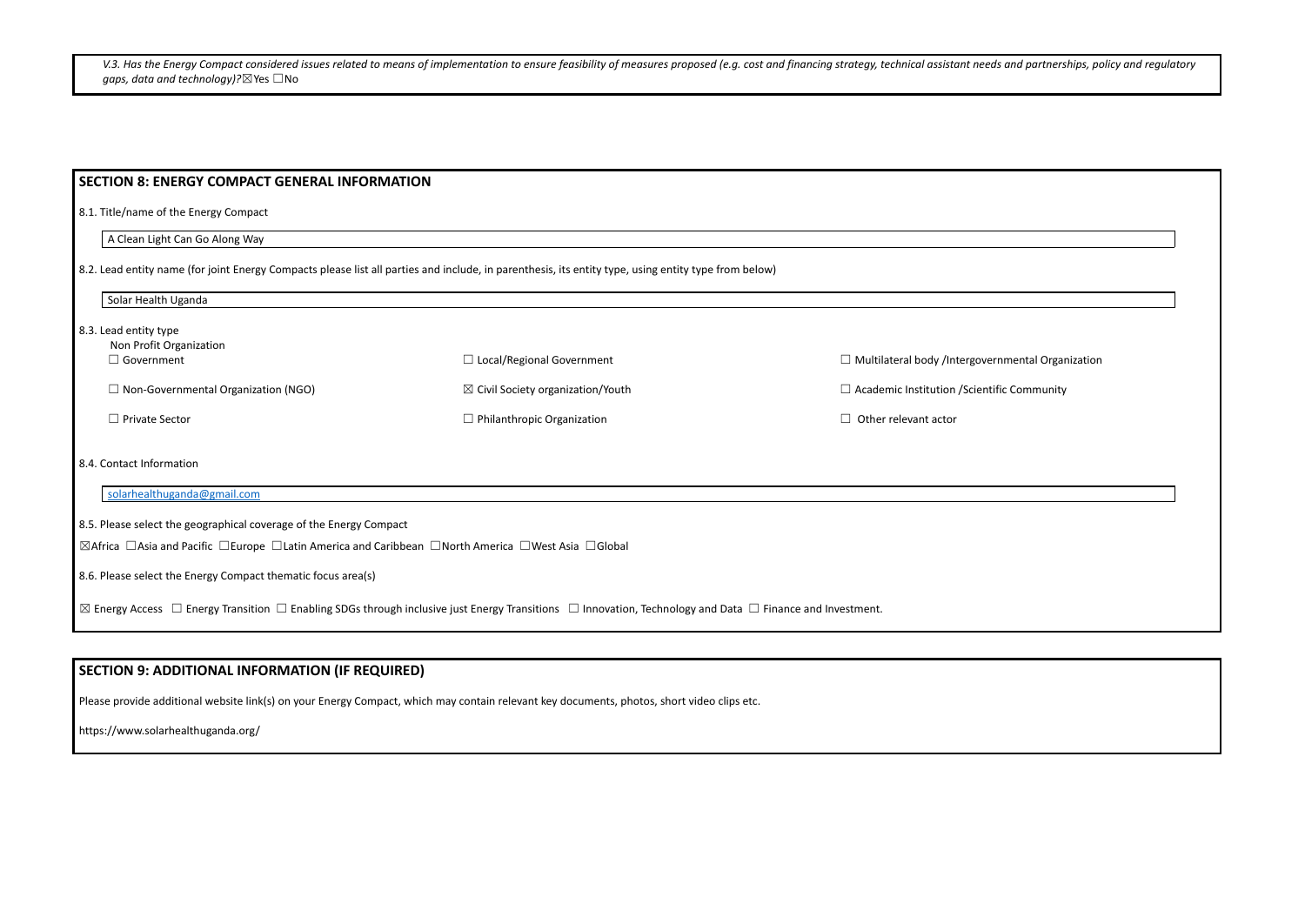*V.3. Has the Energy Compact considered issues related to means of implementation to ensure feasibility of measures proposed (e.g. cost and financing strategy, technical assistant needs and partnerships, policy and regulatory gaps, data and technology)?*☒Yes ☐No

## SECTION 8: ENERGY COMPACT GENERAL INFORMATION

8.1. Title/name of the Energy Compact

A Clean Light Can Go Along Way

8.2. Lead entity name (for joint Energy Compacts please list all parties and include, in parenthesis, its entity type, using entity type from below)

Solar Health Uganda

8.3. Lead entity type

Non Profit Organization

| | | |
|---|---|---|
| ☐ Government | ☐ Local/Regional Government | ☐ Multilateral body /Intergovernmental Organization |
| ☐ Non-Governmental Organization (NGO) | ☒ Civil Society organization/Youth | ☐ Academic Institution /Scientific Community |
| ☐ Private Sector | ☐ Philanthropic Organization | ☐ Other relevant actor |

8.4. Contact Information

solarhealthuganda@gmail.com

8.5. Please select the geographical coverage of the Energy Compact

☒Africa ☐Asia and Pacific ☐Europe ☐Latin America and Caribbean ☐North America ☐West Asia ☐Global

8.6. Please select the Energy Compact thematic focus area(s)

☒ Energy Access ☐ Energy Transition ☐ Enabling SDGs through inclusive just Energy Transitions ☐ Innovation, Technology and Data ☐ Finance and Investment.

## SECTION 9: ADDITIONAL INFORMATION (IF REQUIRED)

Please provide additional website link(s) on your Energy Compact, which may contain relevant key documents, photos, short video clips etc.

https://www.solarhealthuganda.org/